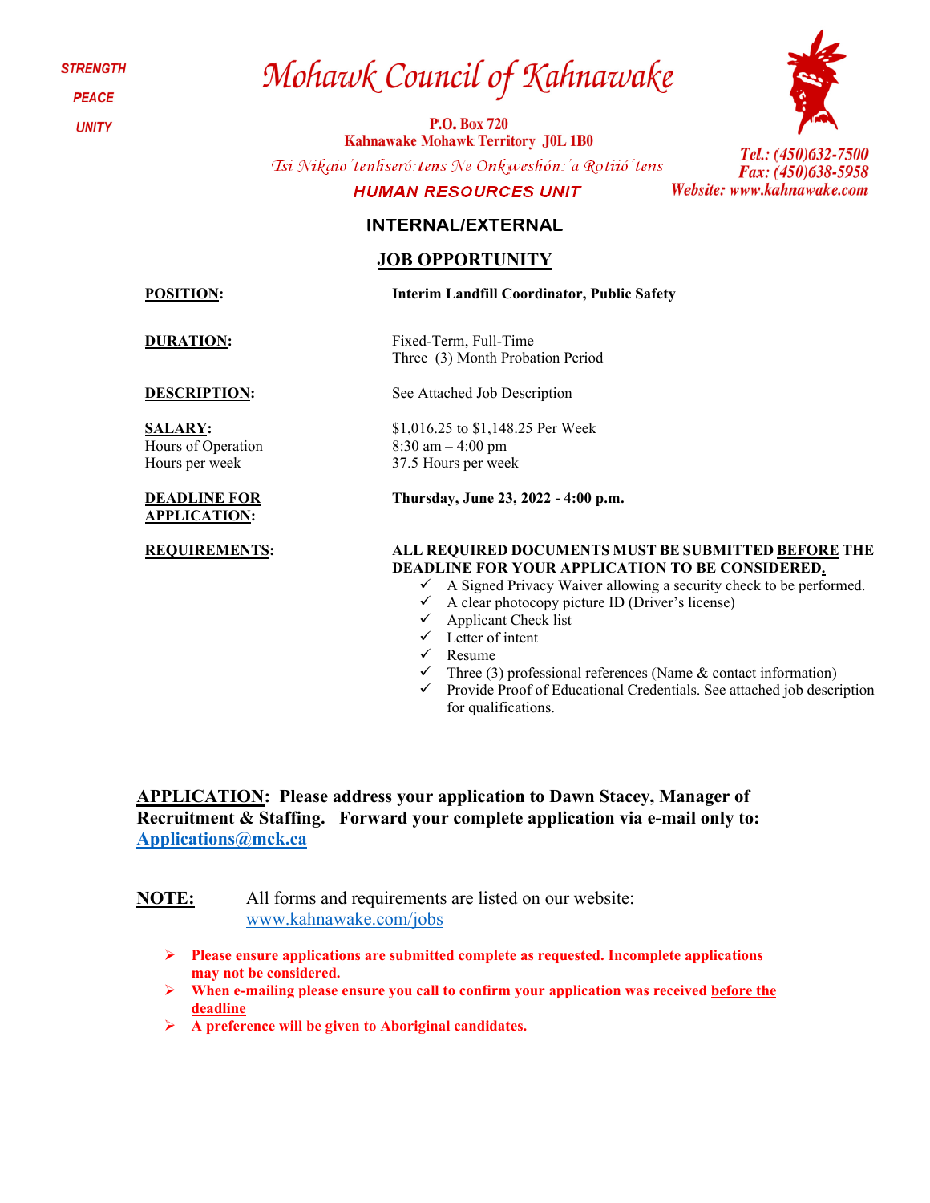STRENGTH

PEACE

UNITY

# Mohawk Council of Kahnawake

**P.O. Box 720**
**Kahnawake Mohawk Territory J0L 1B0**

*Tsi Nikaio'tenhseró:tens Ne Onkweshón:'a Rotiió'tens*

**HUMAN RESOURCES UNIT**

*Tel.: (450)632-7500*
*Fax: (450)638-5958*
*Website: www.kahnawake.com*

## INTERNAL/EXTERNAL

## JOB OPPORTUNITY

**POSITION:** **Interim Landfill Coordinator, Public Safety**

**DURATION:** Fixed-Term, Full-Time
Three (3) Month Probation Period

**DESCRIPTION:** See Attached Job Description

**SALARY:** $1,016.25 to $1,148.25 Per Week
Hours of Operation: 8:30 am – 4:00 pm
Hours per week: 37.5 Hours per week

**DEADLINE FOR APPLICATION:** **Thursday, June 23, 2022 - 4:00 p.m.**

**REQUIREMENTS:** **ALL REQUIRED DOCUMENTS MUST BE SUBMITTED BEFORE THE DEADLINE FOR YOUR APPLICATION TO BE CONSIDERED.**

- ✓ A Signed Privacy Waiver allowing a security check to be performed.
- ✓ A clear photocopy picture ID (Driver's license)
- ✓ Applicant Check list
- ✓ Letter of intent
- ✓ Resume
- ✓ Three (3) professional references (Name & contact information)
- ✓ Provide Proof of Educational Credentials. See attached job description for qualifications.

**APPLICATION: Please address your application to Dawn Stacey, Manager of Recruitment & Staffing. Forward your complete application via e-mail only to: [Applications@mck.ca](mailto:Applications@mck.ca)**

**NOTE:** All forms and requirements are listed on our website: [www.kahnawake.com/jobs](http://www.kahnawake.com/jobs)

- **Please ensure applications are submitted complete as requested. Incomplete applications may not be considered.**
- **When e-mailing please ensure you call to confirm your application was received before the deadline**
- **A preference will be given to Aboriginal candidates.**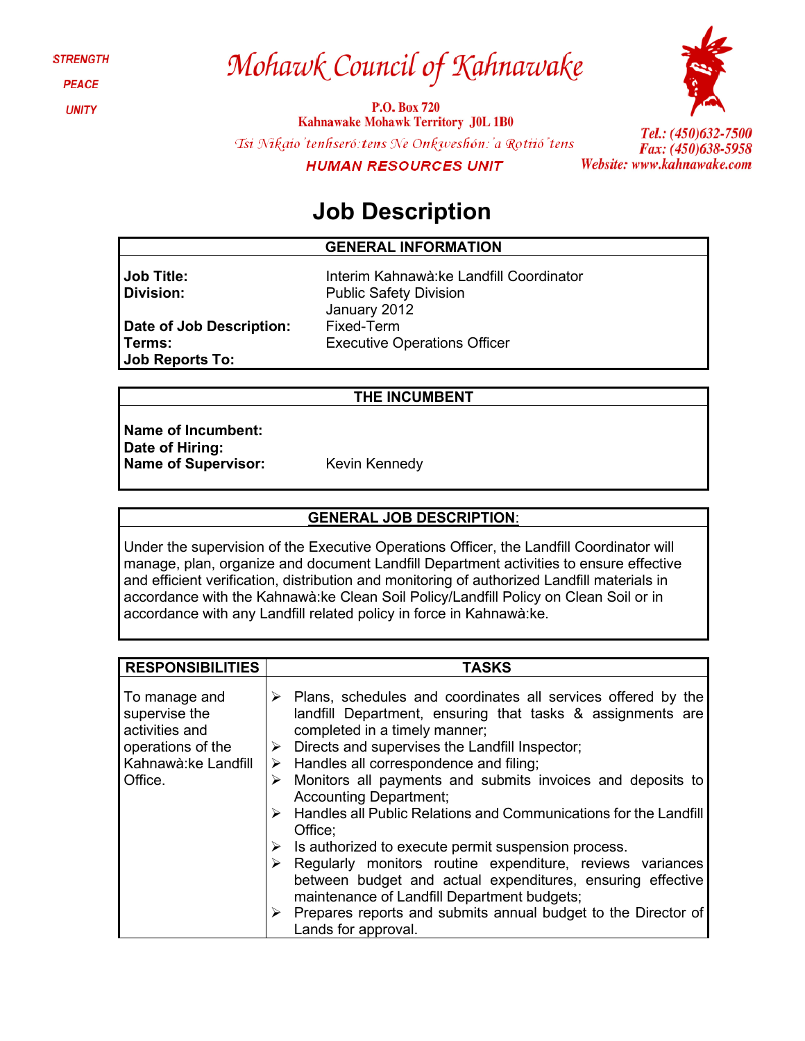STRENGTH

PEACE

UNITY

# Mohawk Council of Kahnawake

**P.O. Box 720**
**Kahnawake Mohawk Territory J0L 1B0**

*Tsi Nikaio'tenhseró:tens Ne Onkweshón:'a Rotiió'tens*

**HUMAN RESOURCES UNIT**

*Tel.: (450)632-7500*
*Fax: (450)638-5958*
*Website: www.kahnawake.com*

# Job Description

| GENERAL INFORMATION | |
|---|---|
| **Job Title:** | Interim Kahnawà:ke Landfill Coordinator |
| **Division:** | Public Safety Division |
| **Date of Job Description:** | January 2012 |
| **Terms:** | Fixed-Term |
| **Job Reports To:** | Executive Operations Officer |

| THE INCUMBENT | |
|---|---|
| **Name of Incumbent:** | |
| **Date of Hiring:** | |
| **Name of Supervisor:** | Kevin Kennedy |

| **GENERAL JOB DESCRIPTION**: |
|---|
| Under the supervision of the Executive Operations Officer, the Landfill Coordinator will manage, plan, organize and document Landfill Department activities to ensure effective and efficient verification, distribution and monitoring of authorized Landfill materials in accordance with the Kahnawà:ke Clean Soil Policy/Landfill Policy on Clean Soil or in accordance with any Landfill related policy in force in Kahnawà:ke. |

| RESPONSIBILITIES | TASKS |
|---|---|
| To manage and supervise the activities and operations of the Kahnawà:ke Landfill Office. | ➢ Plans, schedules and coordinates all services offered by the landfill Department, ensuring that tasks & assignments are completed in a timely manner;<br>➢ Directs and supervises the Landfill Inspector;<br>➢ Handles all correspondence and filing;<br>➢ Monitors all payments and submits invoices and deposits to Accounting Department;<br>➢ Handles all Public Relations and Communications for the Landfill Office;<br>➢ Is authorized to execute permit suspension process.<br>➢ Regularly monitors routine expenditure, reviews variances between budget and actual expenditures, ensuring effective maintenance of Landfill Department budgets;<br>➢ Prepares reports and submits annual budget to the Director of Lands for approval. |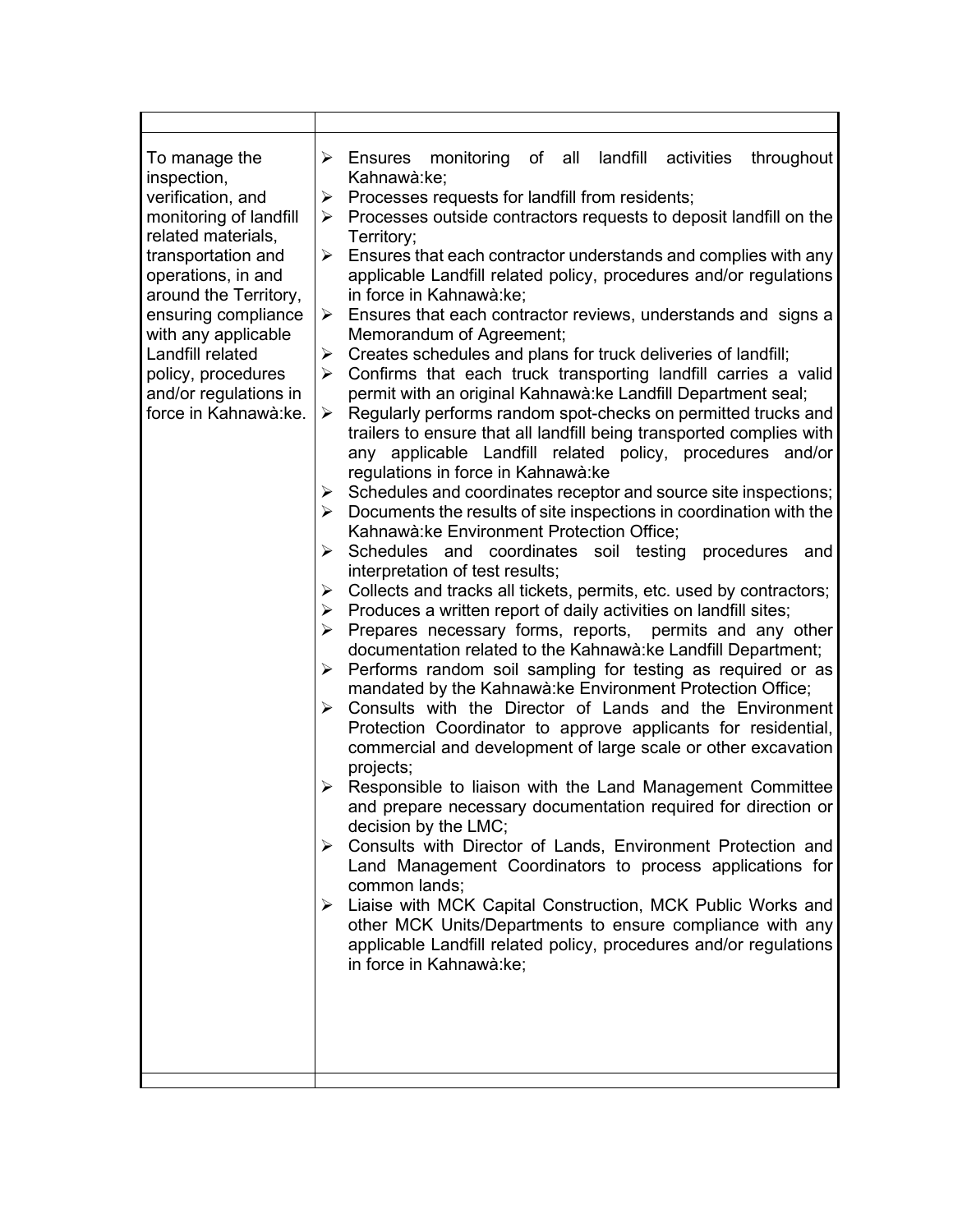| | |
|---|---|
| To manage the inspection, verification, and monitoring of landfill related materials, transportation and operations, in and around the Territory, ensuring compliance with any applicable Landfill related policy, procedures and/or regulations in force in Kahnawà:ke. | ➢ Ensures monitoring of all landfill activities throughout Kahnawà:ke;<br>➢ Processes requests for landfill from residents;<br>➢ Processes outside contractors requests to deposit landfill on the Territory;<br>➢ Ensures that each contractor understands and complies with any applicable Landfill related policy, procedures and/or regulations in force in Kahnawà:ke;<br>➢ Ensures that each contractor reviews, understands and signs a Memorandum of Agreement;<br>➢ Creates schedules and plans for truck deliveries of landfill;<br>➢ Confirms that each truck transporting landfill carries a valid permit with an original Kahnawà:ke Landfill Department seal;<br>➢ Regularly performs random spot-checks on permitted trucks and trailers to ensure that all landfill being transported complies with any applicable Landfill related policy, procedures and/or regulations in force in Kahnawà:ke<br>➢ Schedules and coordinates receptor and source site inspections;<br>➢ Documents the results of site inspections in coordination with the Kahnawà:ke Environment Protection Office;<br>➢ Schedules and coordinates soil testing procedures and interpretation of test results;<br>➢ Collects and tracks all tickets, permits, etc. used by contractors;<br>➢ Produces a written report of daily activities on landfill sites;<br>➢ Prepares necessary forms, reports, permits and any other documentation related to the Kahnawà:ke Landfill Department;<br>➢ Performs random soil sampling for testing as required or as mandated by the Kahnawà:ke Environment Protection Office;<br>➢ Consults with the Director of Lands and the Environment Protection Coordinator to approve applicants for residential, commercial and development of large scale or other excavation projects;<br>➢ Responsible to liaison with the Land Management Committee and prepare necessary documentation required for direction or decision by the LMC;<br>➢ Consults with Director of Lands, Environment Protection and Land Management Coordinators to process applications for common lands;<br>➢ Liaise with MCK Capital Construction, MCK Public Works and other MCK Units/Departments to ensure compliance with any applicable Landfill related policy, procedures and/or regulations in force in Kahnawà:ke; |
| | |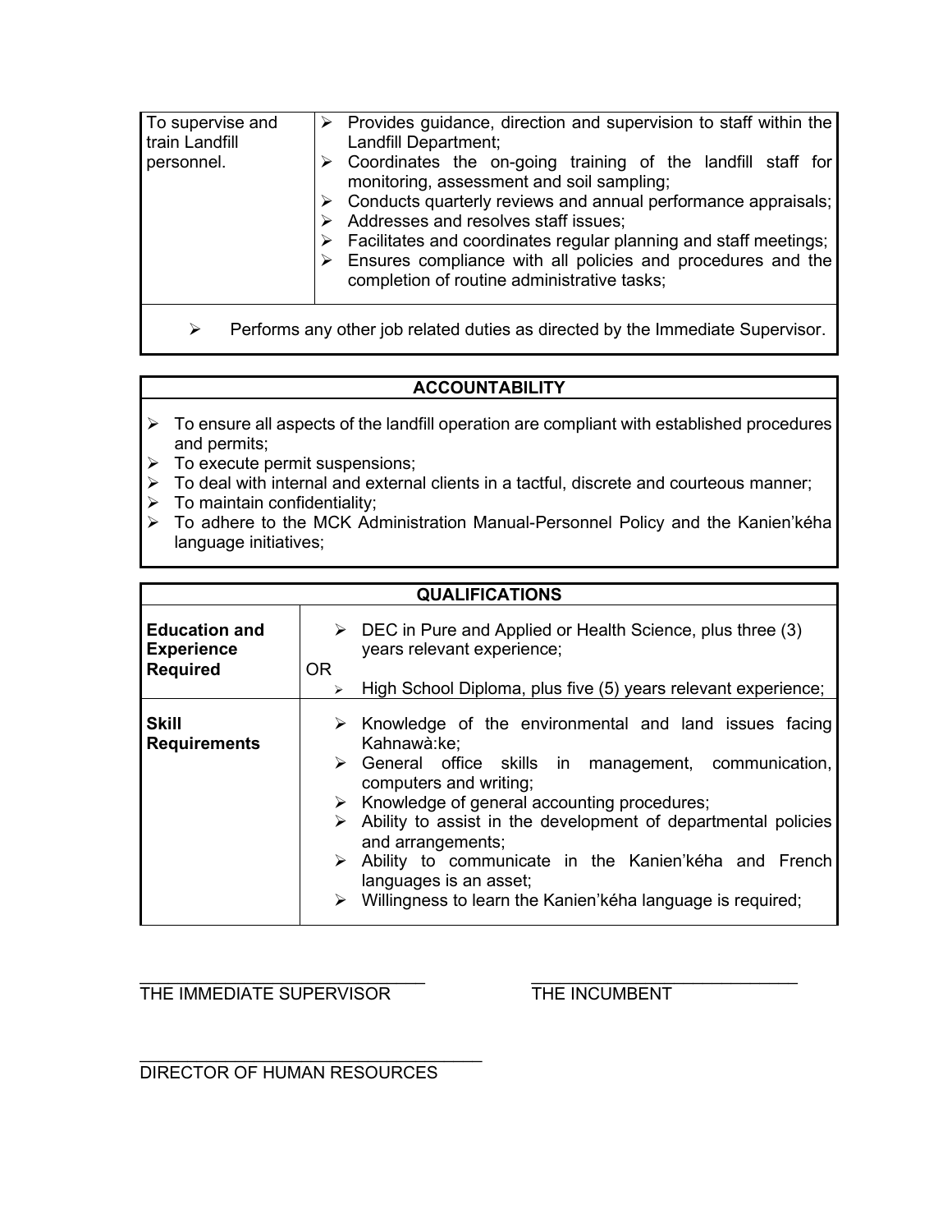| | |
|---|---|
| To supervise and train Landfill personnel. | ➢ Provides guidance, direction and supervision to staff within the Landfill Department;<br>➢ Coordinates the on-going training of the landfill staff for monitoring, assessment and soil sampling;<br>➢ Conducts quarterly reviews and annual performance appraisals;<br>➢ Addresses and resolves staff issues;<br>➢ Facilitates and coordinates regular planning and staff meetings;<br>➢ Ensures compliance with all policies and procedures and the completion of routine administrative tasks; |

- Performs any other job related duties as directed by the Immediate Supervisor.

**ACCOUNTABILITY**

- To ensure all aspects of the landfill operation are compliant with established procedures and permits;
- To execute permit suspensions;
- To deal with internal and external clients in a tactful, discrete and courteous manner;
- To maintain confidentiality;
- To adhere to the MCK Administration Manual-Personnel Policy and the Kanien'kéha language initiatives;

**QUALIFICATIONS**

| | |
|---|---|
| **Education and Experience Required** | ➢ DEC in Pure and Applied or Health Science, plus three (3) years relevant experience;<br>OR<br>➢ High School Diploma, plus five (5) years relevant experience; |
| **Skill Requirements** | ➢ Knowledge of the environmental and land issues facing Kahnawà:ke;<br>➢ General office skills in management, communication, computers and writing;<br>➢ Knowledge of general accounting procedures;<br>➢ Ability to assist in the development of departmental policies and arrangements;<br>➢ Ability to communicate in the Kanien'kéha and French languages is an asset;<br>➢ Willingness to learn the Kanien'kéha language is required; |

\_\_\_\_\_\_\_\_\_\_\_\_\_\_\_\_\_\_\_\_\_\_\_\_\_\_\_\_
THE IMMEDIATE SUPERVISOR

\_\_\_\_\_\_\_\_\_\_\_\_\_\_\_\_\_\_\_\_\_\_\_\_\_\_\_\_
THE INCUMBENT

\_\_\_\_\_\_\_\_\_\_\_\_\_\_\_\_\_\_\_\_\_\_\_\_\_\_\_\_
DIRECTOR OF HUMAN RESOURCES